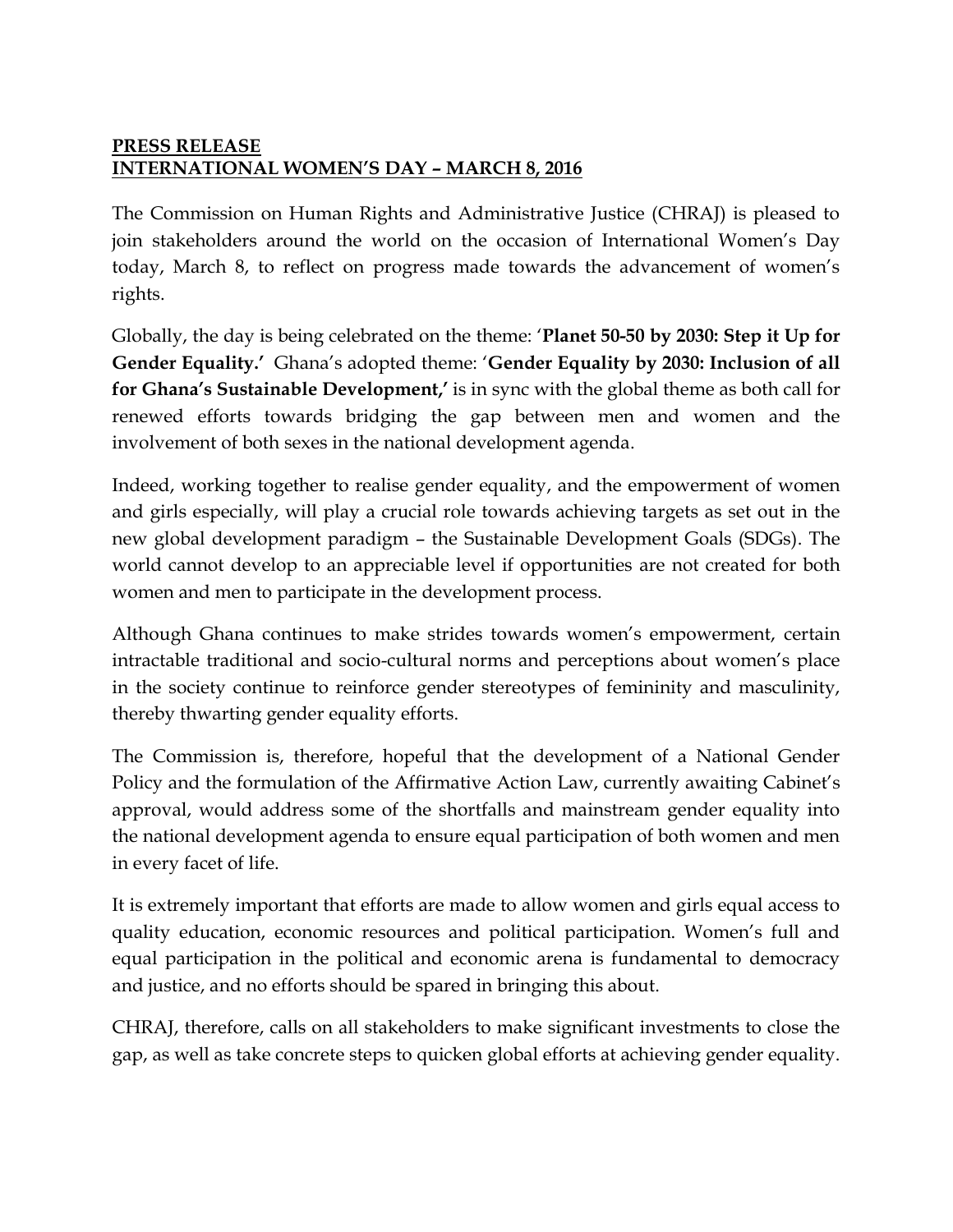**PRESS RELEASE**
**INTERNATIONAL WOMEN'S DAY – MARCH 8, 2016**

The Commission on Human Rights and Administrative Justice (CHRAJ) is pleased to join stakeholders around the world on the occasion of International Women's Day today, March 8, to reflect on progress made towards the advancement of women's rights.

Globally, the day is being celebrated on the theme: '**Planet 50-50 by 2030: Step it Up for Gender Equality.'** Ghana's adopted theme: '**Gender Equality by 2030: Inclusion of all for Ghana's Sustainable Development,'** is in sync with the global theme as both call for renewed efforts towards bridging the gap between men and women and the involvement of both sexes in the national development agenda.

Indeed, working together to realise gender equality, and the empowerment of women and girls especially, will play a crucial role towards achieving targets as set out in the new global development paradigm – the Sustainable Development Goals (SDGs). The world cannot develop to an appreciable level if opportunities are not created for both women and men to participate in the development process.

Although Ghana continues to make strides towards women's empowerment, certain intractable traditional and socio-cultural norms and perceptions about women's place in the society continue to reinforce gender stereotypes of femininity and masculinity, thereby thwarting gender equality efforts.

The Commission is, therefore, hopeful that the development of a National Gender Policy and the formulation of the Affirmative Action Law, currently awaiting Cabinet's approval, would address some of the shortfalls and mainstream gender equality into the national development agenda to ensure equal participation of both women and men in every facet of life.

It is extremely important that efforts are made to allow women and girls equal access to quality education, economic resources and political participation. Women's full and equal participation in the political and economic arena is fundamental to democracy and justice, and no efforts should be spared in bringing this about.

CHRAJ, therefore, calls on all stakeholders to make significant investments to close the gap, as well as take concrete steps to quicken global efforts at achieving gender equality.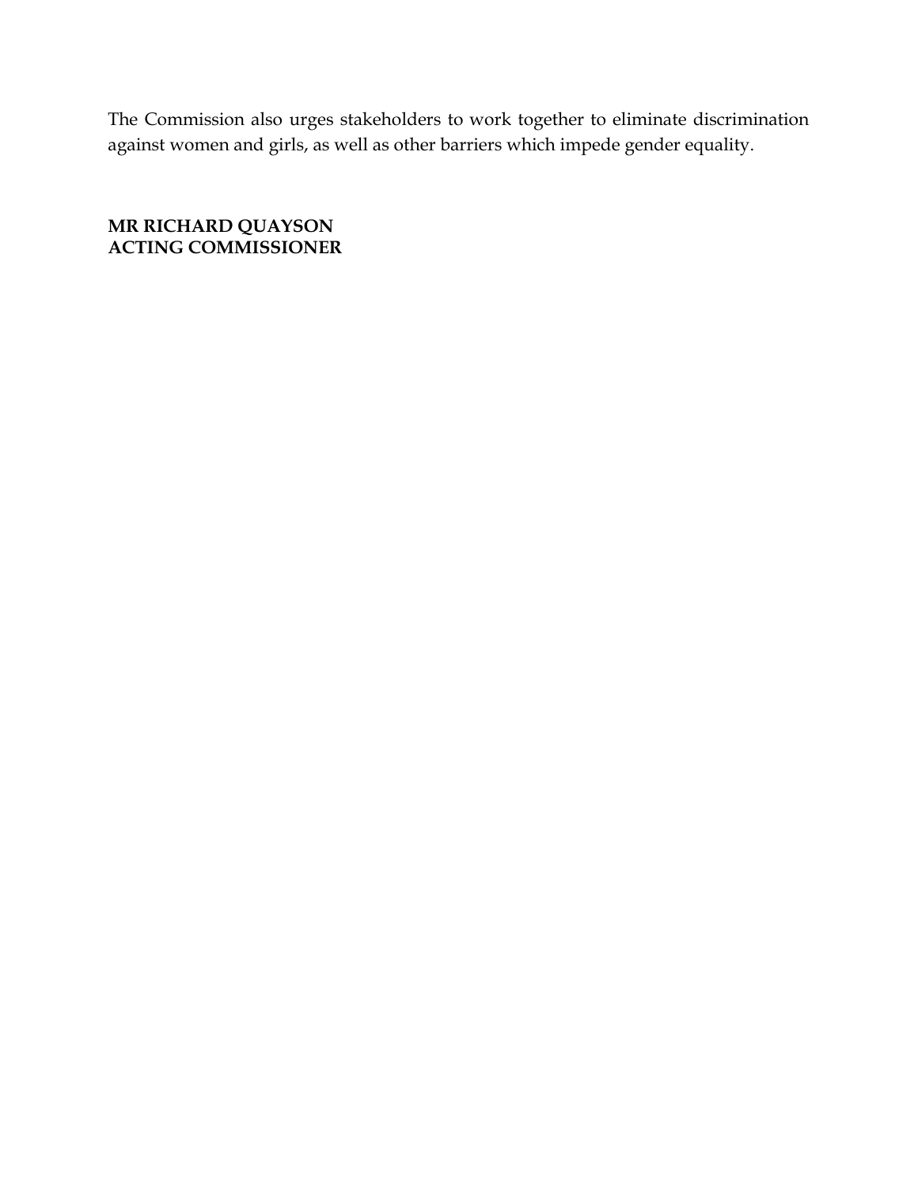The Commission also urges stakeholders to work together to eliminate discrimination against women and girls, as well as other barriers which impede gender equality.

**MR RICHARD QUAYSON**
**ACTING COMMISSIONER**